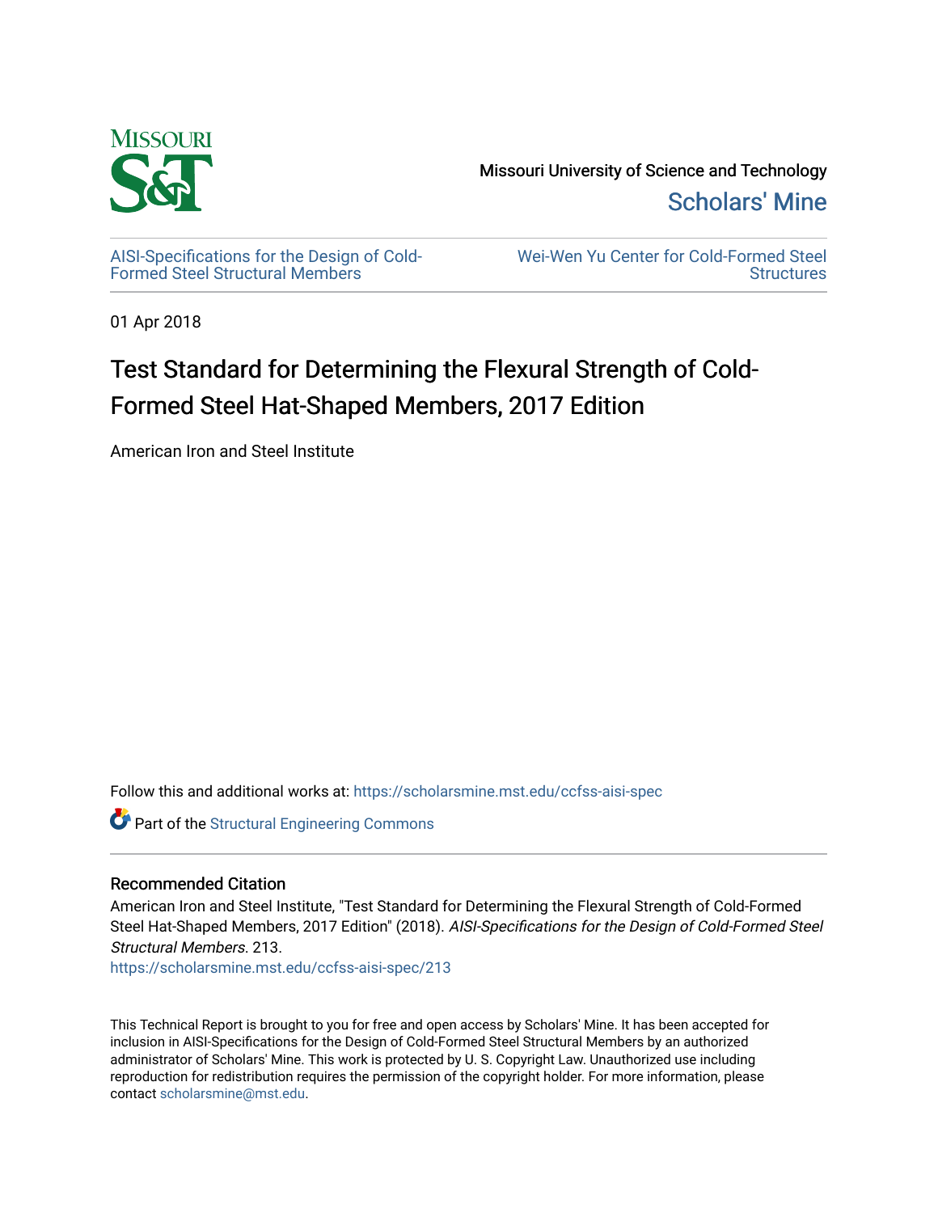Missouri University of Science and Technology

Scholars' Mine

AISI-Specifications for the Design of Cold-Formed Steel Structural Members

Wei-Wen Yu Center for Cold-Formed Steel Structures

01 Apr 2018

# Test Standard for Determining the Flexural Strength of Cold-Formed Steel Hat-Shaped Members, 2017 Edition

American Iron and Steel Institute

Follow this and additional works at: https://scholarsmine.mst.edu/ccfss-aisi-spec

Part of the Structural Engineering Commons

## Recommended Citation

American Iron and Steel Institute, "Test Standard for Determining the Flexural Strength of Cold-Formed Steel Hat-Shaped Members, 2017 Edition" (2018). *AISI-Specifications for the Design of Cold-Formed Steel Structural Members*. 213.
https://scholarsmine.mst.edu/ccfss-aisi-spec/213

This Technical Report is brought to you for free and open access by Scholars' Mine. It has been accepted for inclusion in AISI-Specifications for the Design of Cold-Formed Steel Structural Members by an authorized administrator of Scholars' Mine. This work is protected by U. S. Copyright Law. Unauthorized use including reproduction for redistribution requires the permission of the copyright holder. For more information, please contact scholarsmine@mst.edu.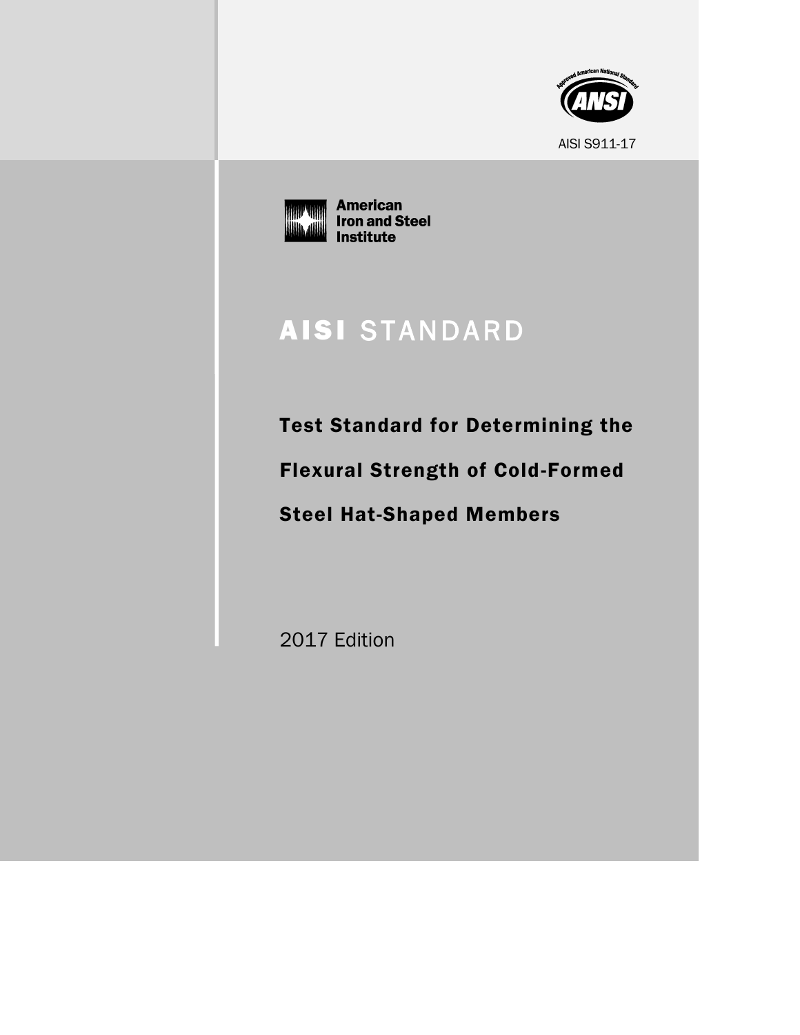AISI S911-17

American
Iron and Steel
Institute

# AISI STANDARD

## Test Standard for Determining the Flexural Strength of Cold-Formed Steel Hat-Shaped Members

2017 Edition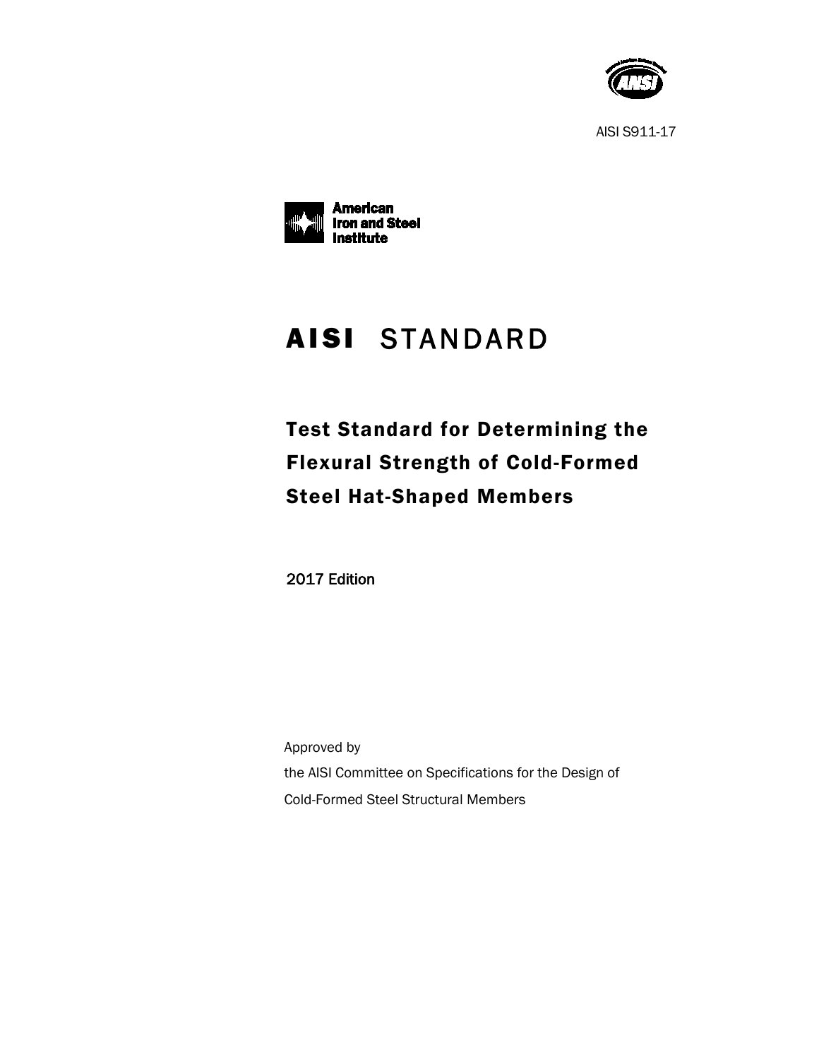AISI S911-17

American Iron and Steel Institute

# AISI STANDARD

## Test Standard for Determining the Flexural Strength of Cold-Formed Steel Hat-Shaped Members

2017 Edition

Approved by
the AISI Committee on Specifications for the Design of
Cold-Formed Steel Structural Members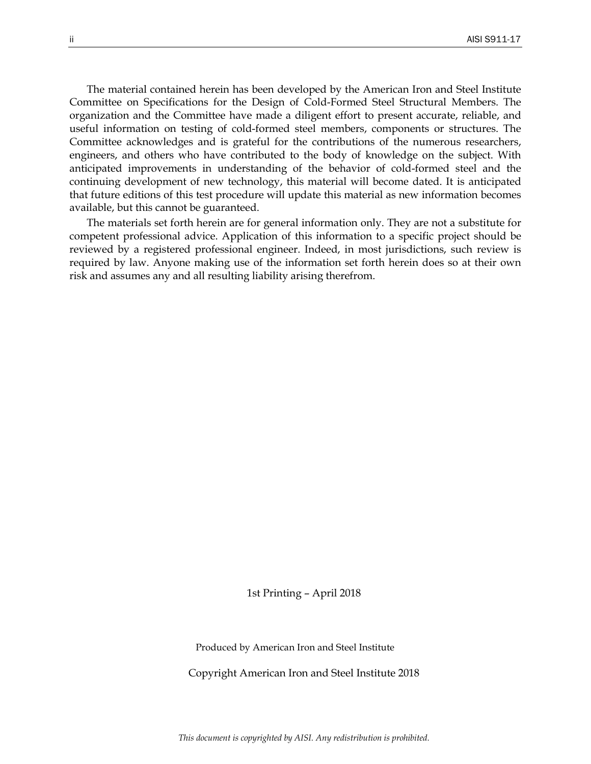The material contained herein has been developed by the American Iron and Steel Institute Committee on Specifications for the Design of Cold-Formed Steel Structural Members. The organization and the Committee have made a diligent effort to present accurate, reliable, and useful information on testing of cold-formed steel members, components or structures. The Committee acknowledges and is grateful for the contributions of the numerous researchers, engineers, and others who have contributed to the body of knowledge on the subject. With anticipated improvements in understanding of the behavior of cold-formed steel and the continuing development of new technology, this material will become dated. It is anticipated that future editions of this test procedure will update this material as new information becomes available, but this cannot be guaranteed.

The materials set forth herein are for general information only. They are not a substitute for competent professional advice. Application of this information to a specific project should be reviewed by a registered professional engineer. Indeed, in most jurisdictions, such review is required by law. Anyone making use of the information set forth herein does so at their own risk and assumes any and all resulting liability arising therefrom.

1st Printing – April 2018

Produced by American Iron and Steel Institute

Copyright American Iron and Steel Institute 2018

*This document is copyrighted by AISI. Any redistribution is prohibited.*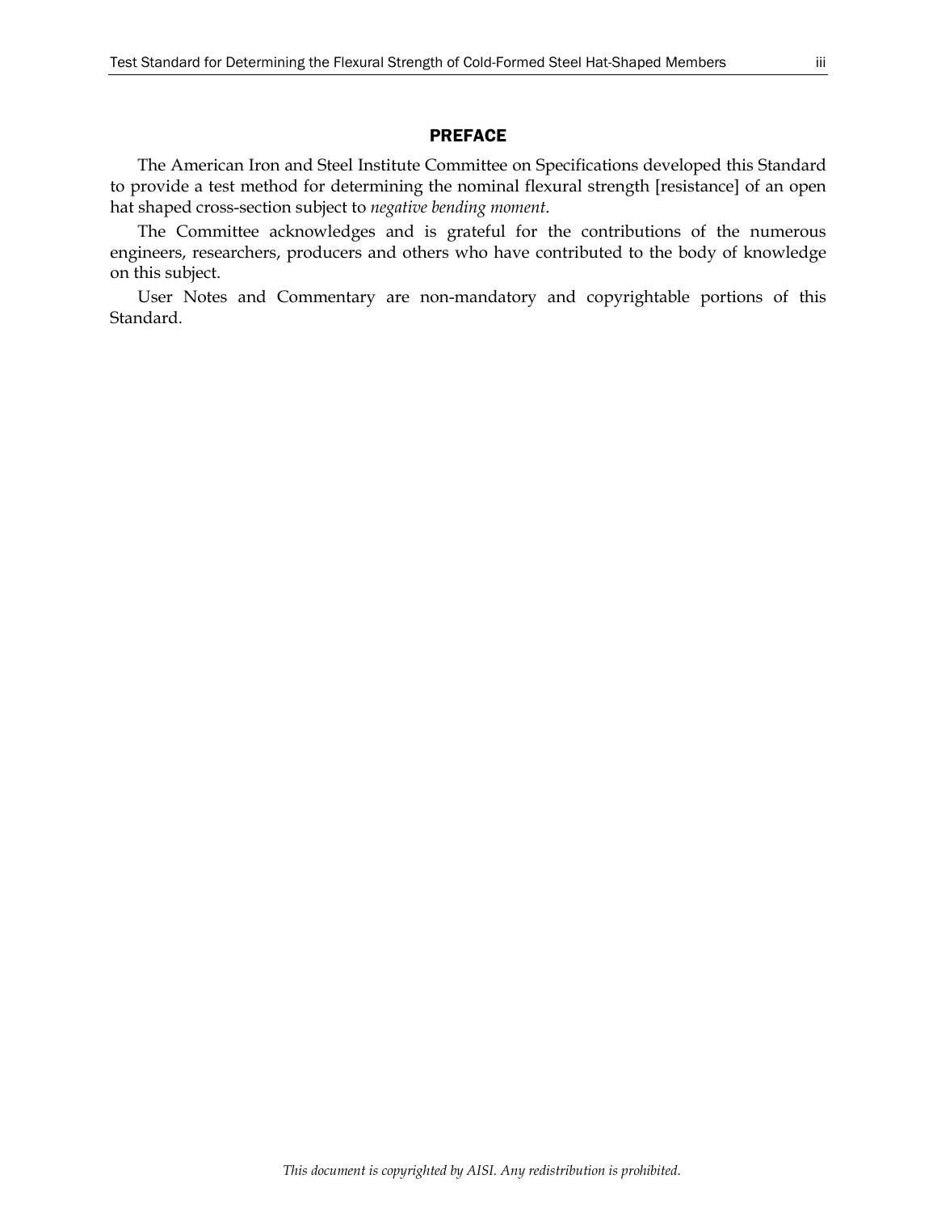## PREFACE

The American Iron and Steel Institute Committee on Specifications developed this Standard to provide a test method for determining the nominal flexural strength [resistance] of an open hat shaped cross-section subject to *negative bending moment*.

The Committee acknowledges and is grateful for the contributions of the numerous engineers, researchers, producers and others who have contributed to the body of knowledge on this subject.

User Notes and Commentary are non-mandatory and copyrightable portions of this Standard.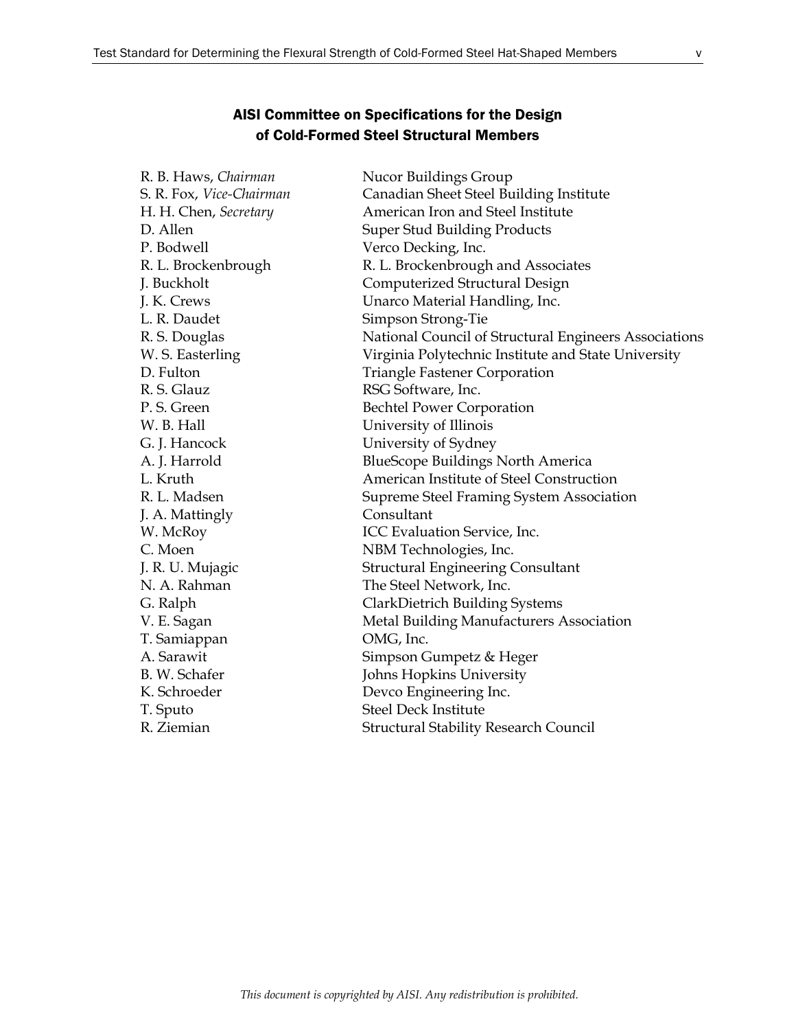## AISI Committee on Specifications for the Design of Cold-Formed Steel Structural Members

| | |
|---|---|
| R. B. Haws, *Chairman* | Nucor Buildings Group |
| S. R. Fox, *Vice-Chairman* | Canadian Sheet Steel Building Institute |
| H. H. Chen, *Secretary* | American Iron and Steel Institute |
| D. Allen | Super Stud Building Products |
| P. Bodwell | Verco Decking, Inc. |
| R. L. Brockenbrough | R. L. Brockenbrough and Associates |
| J. Buckholt | Computerized Structural Design |
| J. K. Crews | Unarco Material Handling, Inc. |
| L. R. Daudet | Simpson Strong-Tie |
| R. S. Douglas | National Council of Structural Engineers Associations |
| W. S. Easterling | Virginia Polytechnic Institute and State University |
| D. Fulton | Triangle Fastener Corporation |
| R. S. Glauz | RSG Software, Inc. |
| P. S. Green | Bechtel Power Corporation |
| W. B. Hall | University of Illinois |
| G. J. Hancock | University of Sydney |
| A. J. Harrold | BlueScope Buildings North America |
| L. Kruth | American Institute of Steel Construction |
| R. L. Madsen | Supreme Steel Framing System Association |
| J. A. Mattingly | Consultant |
| W. McRoy | ICC Evaluation Service, Inc. |
| C. Moen | NBM Technologies, Inc. |
| J. R. U. Mujagic | Structural Engineering Consultant |
| N. A. Rahman | The Steel Network, Inc. |
| G. Ralph | ClarkDietrich Building Systems |
| V. E. Sagan | Metal Building Manufacturers Association |
| T. Samiappan | OMG, Inc. |
| A. Sarawit | Simpson Gumpetz & Heger |
| B. W. Schafer | Johns Hopkins University |
| K. Schroeder | Devco Engineering Inc. |
| T. Sputo | Steel Deck Institute |
| R. Ziemian | Structural Stability Research Council |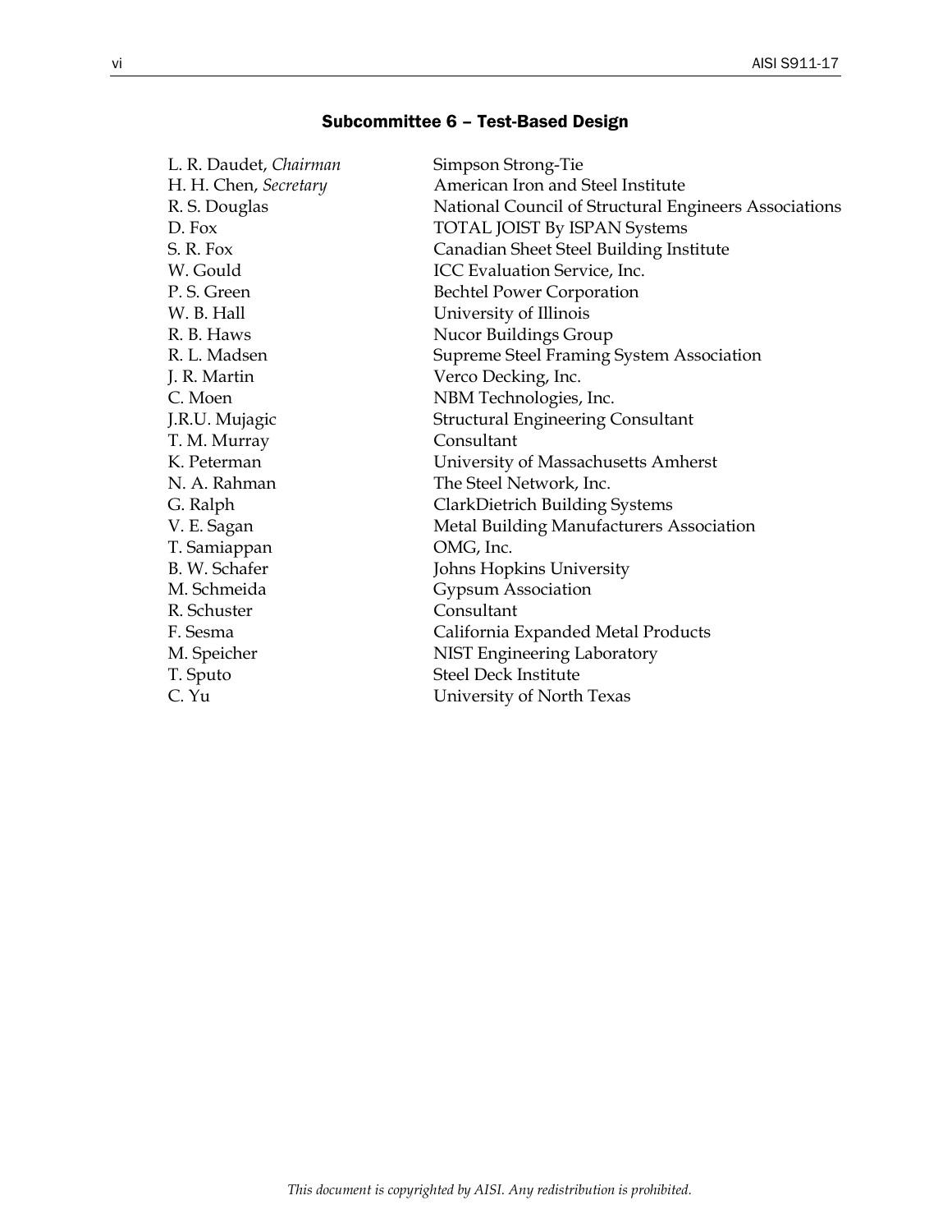## Subcommittee 6 – Test-Based Design

| | |
|---|---|
| L. R. Daudet, *Chairman* | Simpson Strong-Tie |
| H. H. Chen, *Secretary* | American Iron and Steel Institute |
| R. S. Douglas | National Council of Structural Engineers Associations |
| D. Fox | TOTAL JOIST By ISPAN Systems |
| S. R. Fox | Canadian Sheet Steel Building Institute |
| W. Gould | ICC Evaluation Service, Inc. |
| P. S. Green | Bechtel Power Corporation |
| W. B. Hall | University of Illinois |
| R. B. Haws | Nucor Buildings Group |
| R. L. Madsen | Supreme Steel Framing System Association |
| J. R. Martin | Verco Decking, Inc. |
| C. Moen | NBM Technologies, Inc. |
| J.R.U. Mujagic | Structural Engineering Consultant |
| T. M. Murray | Consultant |
| K. Peterman | University of Massachusetts Amherst |
| N. A. Rahman | The Steel Network, Inc. |
| G. Ralph | ClarkDietrich Building Systems |
| V. E. Sagan | Metal Building Manufacturers Association |
| T. Samiappan | OMG, Inc. |
| B. W. Schafer | Johns Hopkins University |
| M. Schmeida | Gypsum Association |
| R. Schuster | Consultant |
| F. Sesma | California Expanded Metal Products |
| M. Speicher | NIST Engineering Laboratory |
| T. Sputo | Steel Deck Institute |
| C. Yu | University of North Texas |

*This document is copyrighted by AISI. Any redistribution is prohibited.*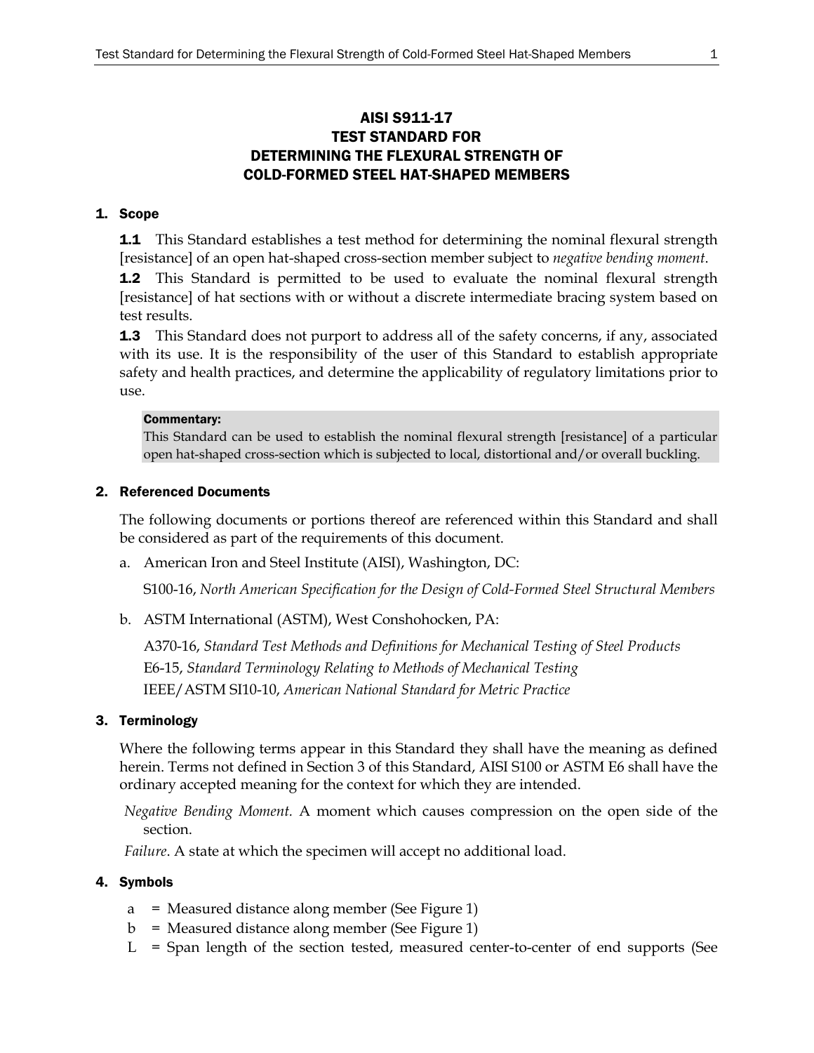# AISI S911-17
# TEST STANDARD FOR
# DETERMINING THE FLEXURAL STRENGTH OF
# COLD-FORMED STEEL HAT-SHAPED MEMBERS

## 1. Scope

**1.1** This Standard establishes a test method for determining the nominal flexural strength [resistance] of an open hat-shaped cross-section member subject to *negative bending moment*.

**1.2** This Standard is permitted to be used to evaluate the nominal flexural strength [resistance] of hat sections with or without a discrete intermediate bracing system based on test results.

**1.3** This Standard does not purport to address all of the safety concerns, if any, associated with its use. It is the responsibility of the user of this Standard to establish appropriate safety and health practices, and determine the applicability of regulatory limitations prior to use.

> **Commentary:**
> This Standard can be used to establish the nominal flexural strength [resistance] of a particular open hat-shaped cross-section which is subjected to local, distortional and/or overall buckling.

## 2. Referenced Documents

The following documents or portions thereof are referenced within this Standard and shall be considered as part of the requirements of this document.

a. American Iron and Steel Institute (AISI), Washington, DC:

   S100-16, *North American Specification for the Design of Cold-Formed Steel Structural Members*

b. ASTM International (ASTM), West Conshohocken, PA:

   A370-16, *Standard Test Methods and Definitions for Mechanical Testing of Steel Products*
   E6-15, *Standard Terminology Relating to Methods of Mechanical Testing*
   IEEE/ASTM SI10-10, *American National Standard for Metric Practice*

## 3. Terminology

Where the following terms appear in this Standard they shall have the meaning as defined herein. Terms not defined in Section 3 of this Standard, AISI S100 or ASTM E6 shall have the ordinary accepted meaning for the context for which they are intended.

*Negative Bending Moment.* A moment which causes compression on the open side of the section.

*Failure*. A state at which the specimen will accept no additional load.

## 4. Symbols

- a = Measured distance along member (See Figure 1)
- b = Measured distance along member (See Figure 1)
- L = Span length of the section tested, measured center-to-center of end supports (See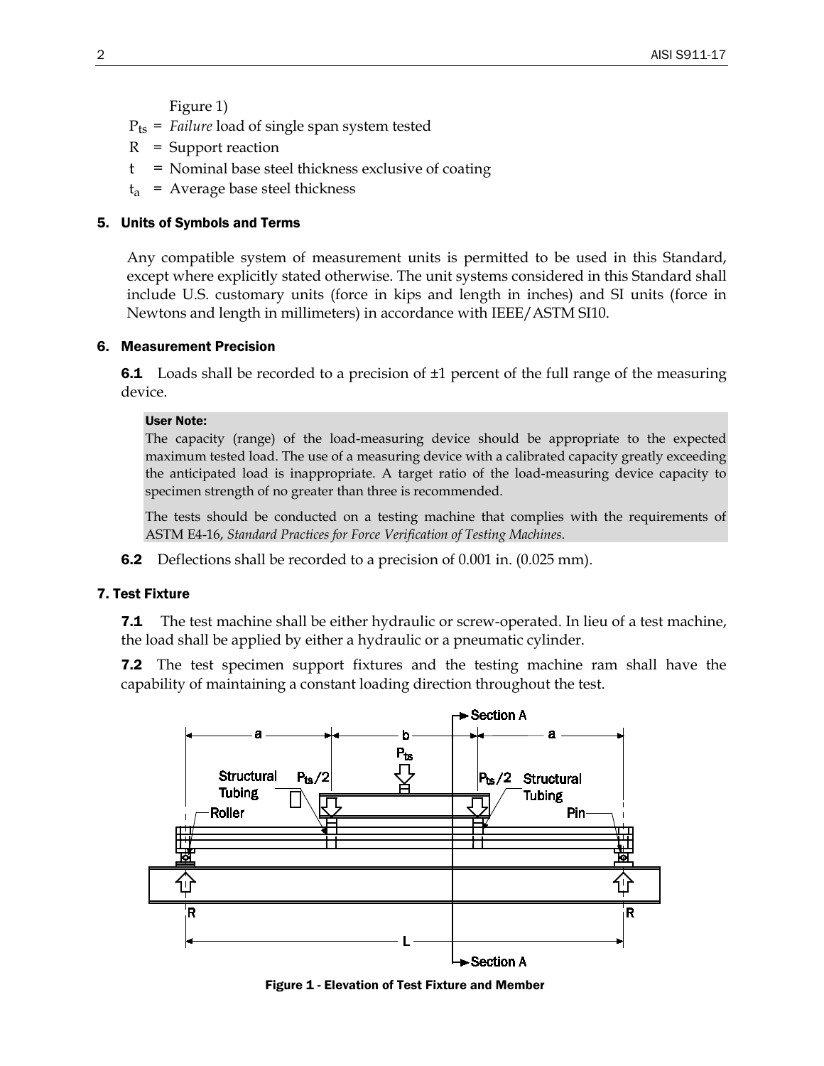Figure 1)

$P_{ts}$ = *Failure* load of single span system tested

R = Support reaction

t = Nominal base steel thickness exclusive of coating

$t_a$ = Average base steel thickness

## 5. Units of Symbols and Terms

Any compatible system of measurement units is permitted to be used in this Standard, except where explicitly stated otherwise. The unit systems considered in this Standard shall include U.S. customary units (force in kips and length in inches) and SI units (force in Newtons and length in millimeters) in accordance with IEEE/ASTM SI10.

## 6. Measurement Precision

**6.1** Loads shall be recorded to a precision of ±1 percent of the full range of the measuring device.

**User Note:**

The capacity (range) of the load-measuring device should be appropriate to the expected maximum tested load. The use of a measuring device with a calibrated capacity greatly exceeding the anticipated load is inappropriate. A target ratio of the load-measuring device capacity to specimen strength of no greater than three is recommended.

The tests should be conducted on a testing machine that complies with the requirements of ASTM E4-16, *Standard Practices for Force Verification of Testing Machines*.

**6.2** Deflections shall be recorded to a precision of 0.001 in. (0.025 mm).

## 7. Test Fixture

**7.1** The test machine shall be either hydraulic or screw-operated. In lieu of a test machine, the load shall be applied by either a hydraulic or a pneumatic cylinder.

**7.2** The test specimen support fixtures and the testing machine ram shall have the capability of maintaining a constant loading direction throughout the test.

**Figure 1 - Elevation of Test Fixture and Member**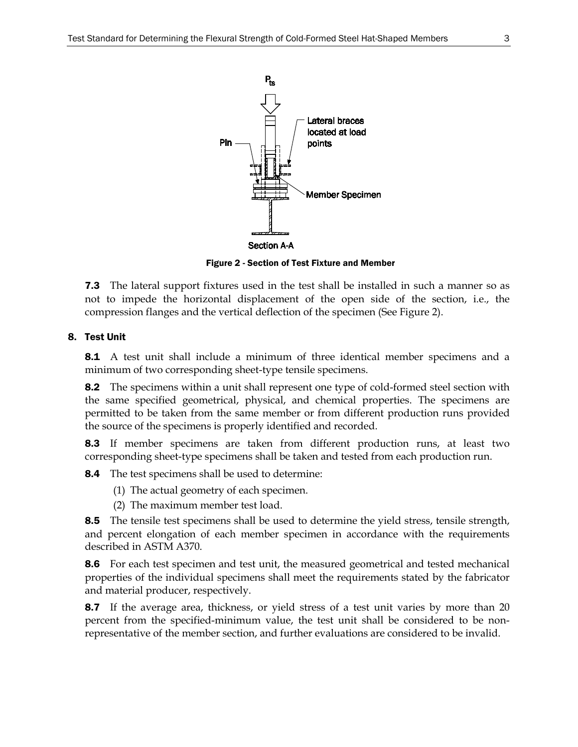Figure 2 - Section of Test Fixture and Member

**7.3** The lateral support fixtures used in the test shall be installed in such a manner so as not to impede the horizontal displacement of the open side of the section, i.e., the compression flanges and the vertical deflection of the specimen (See Figure 2).

## 8. Test Unit

**8.1** A test unit shall include a minimum of three identical member specimens and a minimum of two corresponding sheet-type tensile specimens.

**8.2** The specimens within a unit shall represent one type of cold-formed steel section with the same specified geometrical, physical, and chemical properties. The specimens are permitted to be taken from the same member or from different production runs provided the source of the specimens is properly identified and recorded.

**8.3** If member specimens are taken from different production runs, at least two corresponding sheet-type specimens shall be taken and tested from each production run.

**8.4** The test specimens shall be used to determine:

(1) The actual geometry of each specimen.

(2) The maximum member test load.

**8.5** The tensile test specimens shall be used to determine the yield stress, tensile strength, and percent elongation of each member specimen in accordance with the requirements described in ASTM A370.

**8.6** For each test specimen and test unit, the measured geometrical and tested mechanical properties of the individual specimens shall meet the requirements stated by the fabricator and material producer, respectively.

**8.7** If the average area, thickness, or yield stress of a test unit varies by more than 20 percent from the specified-minimum value, the test unit shall be considered to be non-representative of the member section, and further evaluations are considered to be invalid.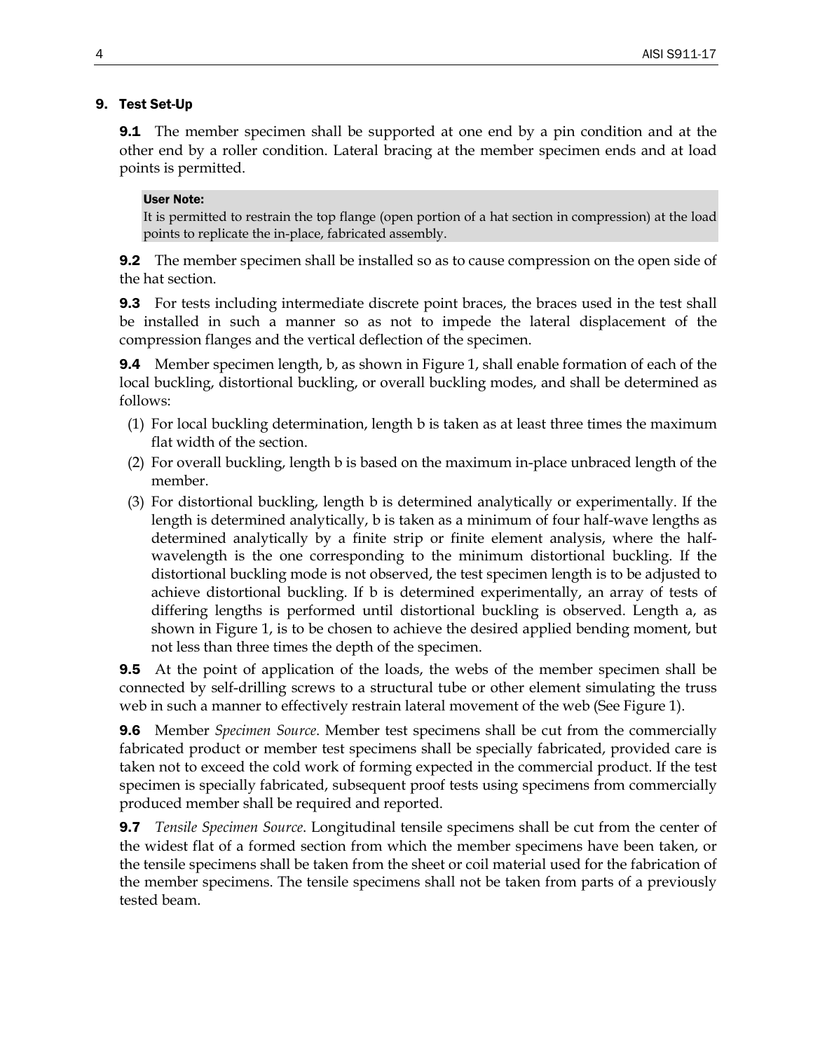## 9. Test Set-Up

**9.1** The member specimen shall be supported at one end by a pin condition and at the other end by a roller condition. Lateral bracing at the member specimen ends and at load points is permitted.

> **User Note:**
> It is permitted to restrain the top flange (open portion of a hat section in compression) at the load points to replicate the in-place, fabricated assembly.

**9.2** The member specimen shall be installed so as to cause compression on the open side of the hat section.

**9.3** For tests including intermediate discrete point braces, the braces used in the test shall be installed in such a manner so as not to impede the lateral displacement of the compression flanges and the vertical deflection of the specimen.

**9.4** Member specimen length, b, as shown in Figure 1, shall enable formation of each of the local buckling, distortional buckling, or overall buckling modes, and shall be determined as follows:

(1) For local buckling determination, length b is taken as at least three times the maximum flat width of the section.

(2) For overall buckling, length b is based on the maximum in-place unbraced length of the member.

(3) For distortional buckling, length b is determined analytically or experimentally. If the length is determined analytically, b is taken as a minimum of four half-wave lengths as determined analytically by a finite strip or finite element analysis, where the half-wavelength is the one corresponding to the minimum distortional buckling. If the distortional buckling mode is not observed, the test specimen length is to be adjusted to achieve distortional buckling. If b is determined experimentally, an array of tests of differing lengths is performed until distortional buckling is observed. Length a, as shown in Figure 1, is to be chosen to achieve the desired applied bending moment, but not less than three times the depth of the specimen.

**9.5** At the point of application of the loads, the webs of the member specimen shall be connected by self-drilling screws to a structural tube or other element simulating the truss web in such a manner to effectively restrain lateral movement of the web (See Figure 1).

**9.6** Member *Specimen Source*. Member test specimens shall be cut from the commercially fabricated product or member test specimens shall be specially fabricated, provided care is taken not to exceed the cold work of forming expected in the commercial product. If the test specimen is specially fabricated, subsequent proof tests using specimens from commercially produced member shall be required and reported.

**9.7** *Tensile Specimen Source*. Longitudinal tensile specimens shall be cut from the center of the widest flat of a formed section from which the member specimens have been taken, or the tensile specimens shall be taken from the sheet or coil material used for the fabrication of the member specimens. The tensile specimens shall not be taken from parts of a previously tested beam.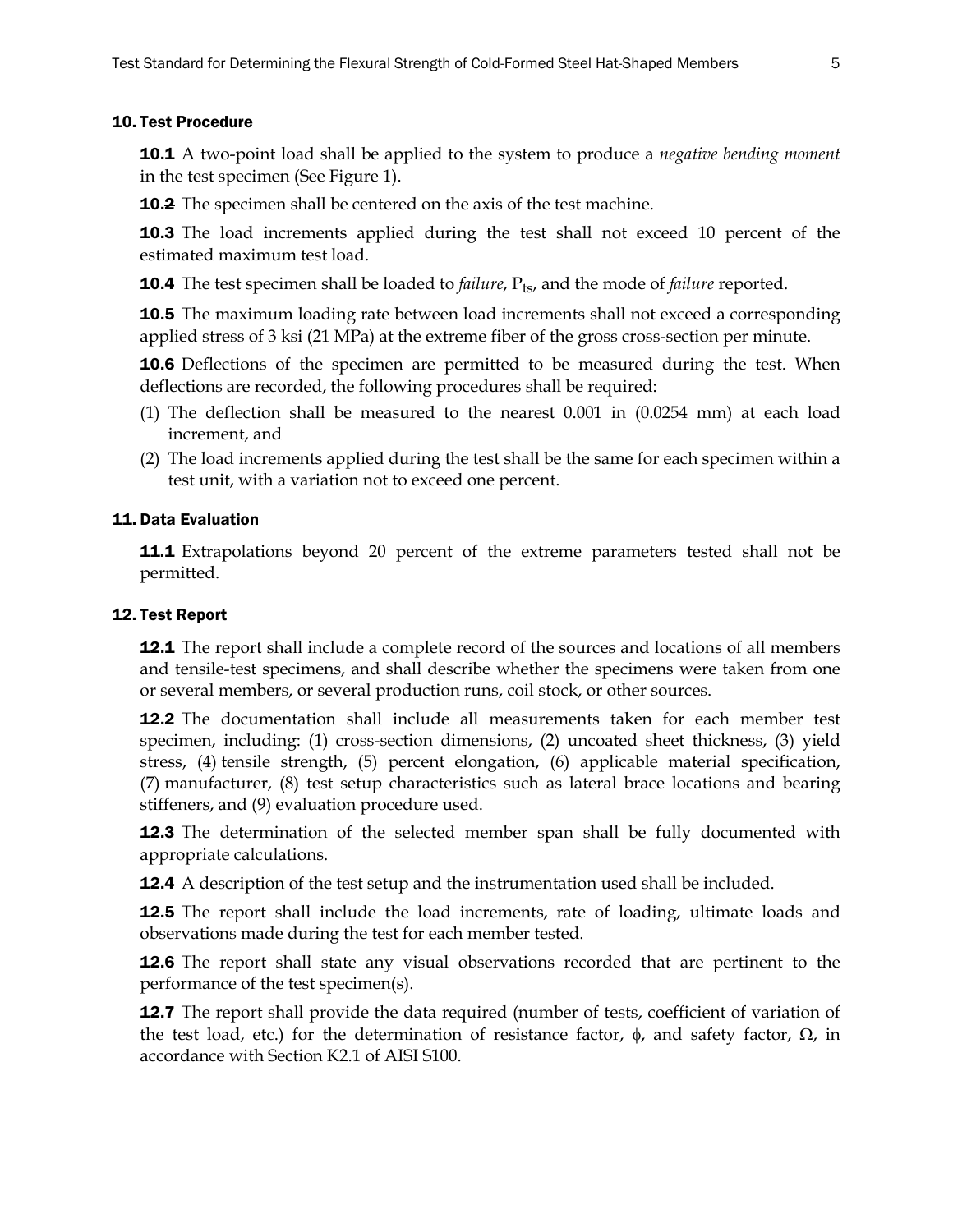## 10. Test Procedure

**10.1** A two-point load shall be applied to the system to produce a *negative bending moment* in the test specimen (See Figure 1).

**10.2** The specimen shall be centered on the axis of the test machine.

**10.3** The load increments applied during the test shall not exceed 10 percent of the estimated maximum test load.

**10.4** The test specimen shall be loaded to *failure*, $P_{ts}$, and the mode of *failure* reported.

**10.5** The maximum loading rate between load increments shall not exceed a corresponding applied stress of 3 ksi (21 MPa) at the extreme fiber of the gross cross-section per minute.

**10.6** Deflections of the specimen are permitted to be measured during the test. When deflections are recorded, the following procedures shall be required:

(1) The deflection shall be measured to the nearest 0.001 in (0.0254 mm) at each load increment, and

(2) The load increments applied during the test shall be the same for each specimen within a test unit, with a variation not to exceed one percent.

## 11. Data Evaluation

**11.1** Extrapolations beyond 20 percent of the extreme parameters tested shall not be permitted.

## 12. Test Report

**12.1** The report shall include a complete record of the sources and locations of all members and tensile-test specimens, and shall describe whether the specimens were taken from one or several members, or several production runs, coil stock, or other sources.

**12.2** The documentation shall include all measurements taken for each member test specimen, including: (1) cross-section dimensions, (2) uncoated sheet thickness, (3) yield stress, (4) tensile strength, (5) percent elongation, (6) applicable material specification, (7) manufacturer, (8) test setup characteristics such as lateral brace locations and bearing stiffeners, and (9) evaluation procedure used.

**12.3** The determination of the selected member span shall be fully documented with appropriate calculations.

**12.4** A description of the test setup and the instrumentation used shall be included.

**12.5** The report shall include the load increments, rate of loading, ultimate loads and observations made during the test for each member tested.

**12.6** The report shall state any visual observations recorded that are pertinent to the performance of the test specimen(s).

**12.7** The report shall provide the data required (number of tests, coefficient of variation of the test load, etc.) for the determination of resistance factor, $\phi$, and safety factor, $\Omega$, in accordance with Section K2.1 of AISI S100.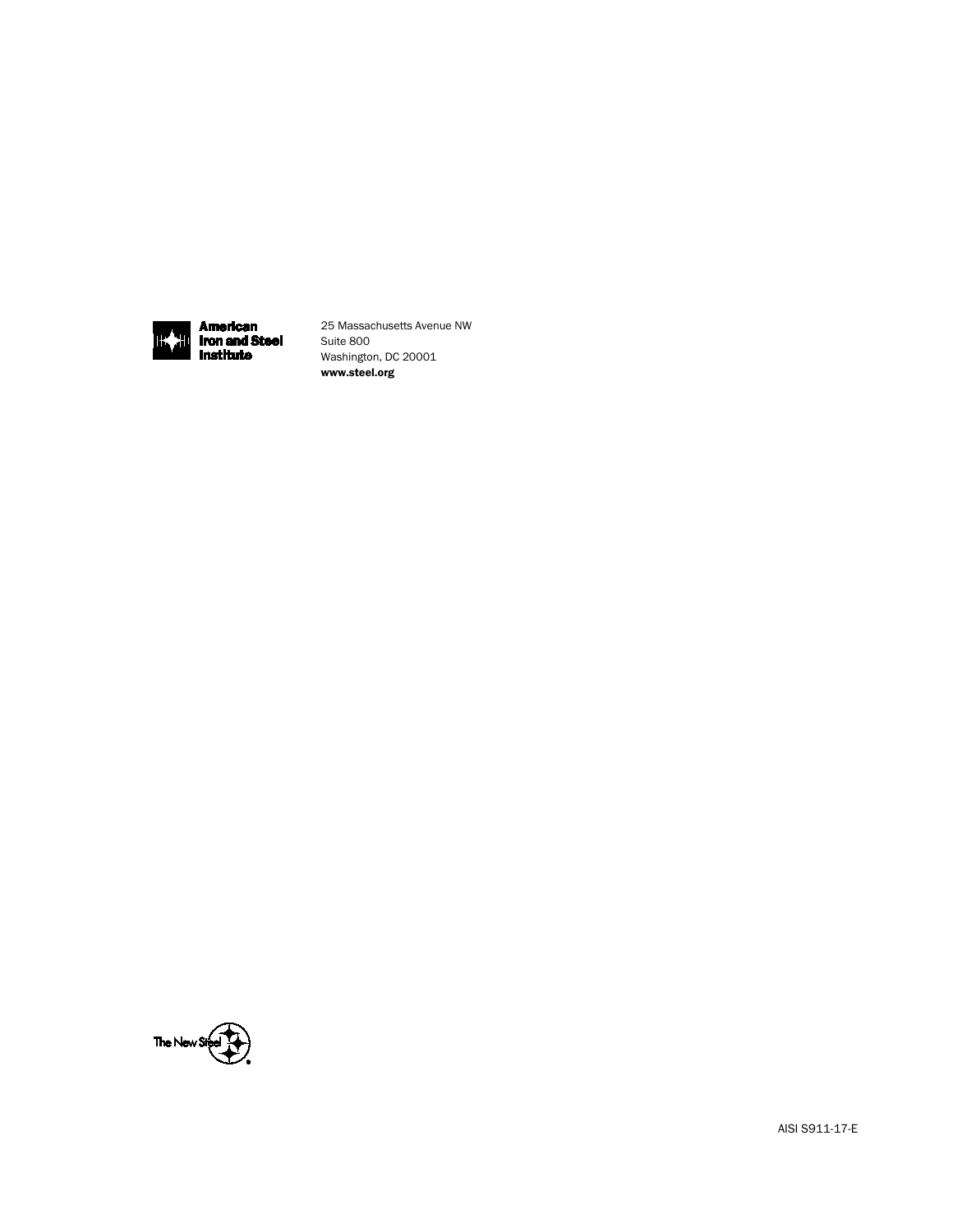**American Iron and Steel Institute**

25 Massachusetts Avenue NW
Suite 800
Washington, DC 20001
**www.steel.org**

The New Steel

AISI S911-17-E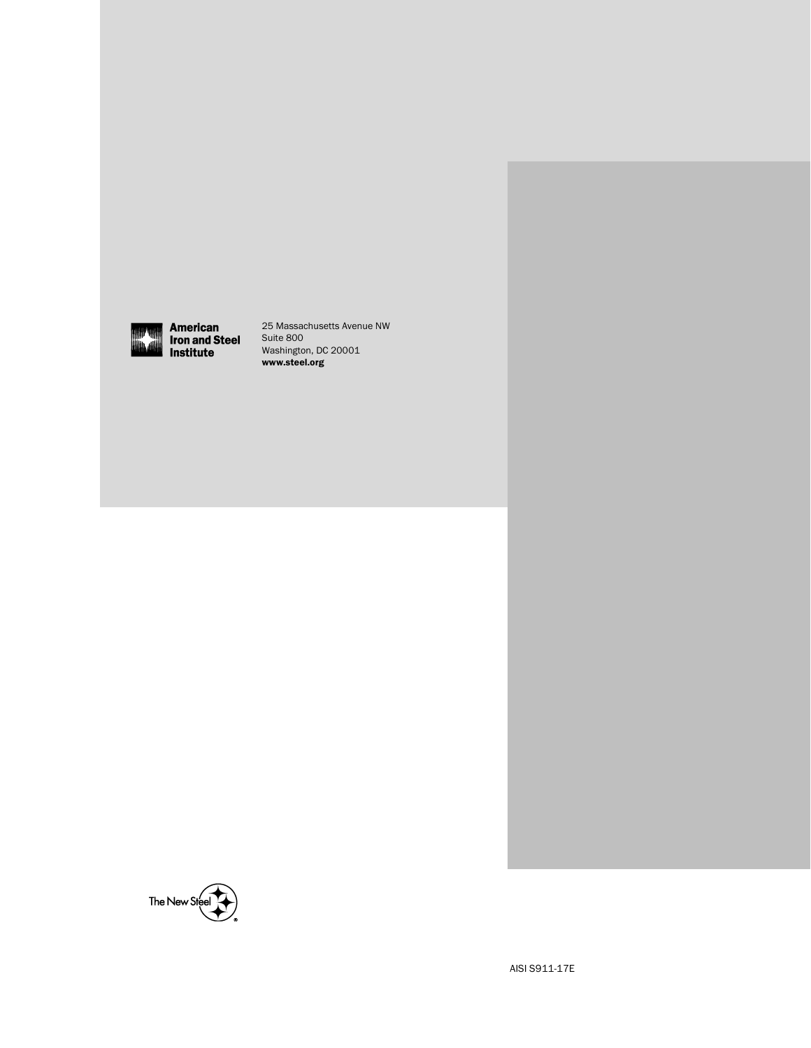**American Iron and Steel Institute**

25 Massachusetts Avenue NW
Suite 800
Washington, DC 20001
**www.steel.org**

The New Steel

AISI S911-17E